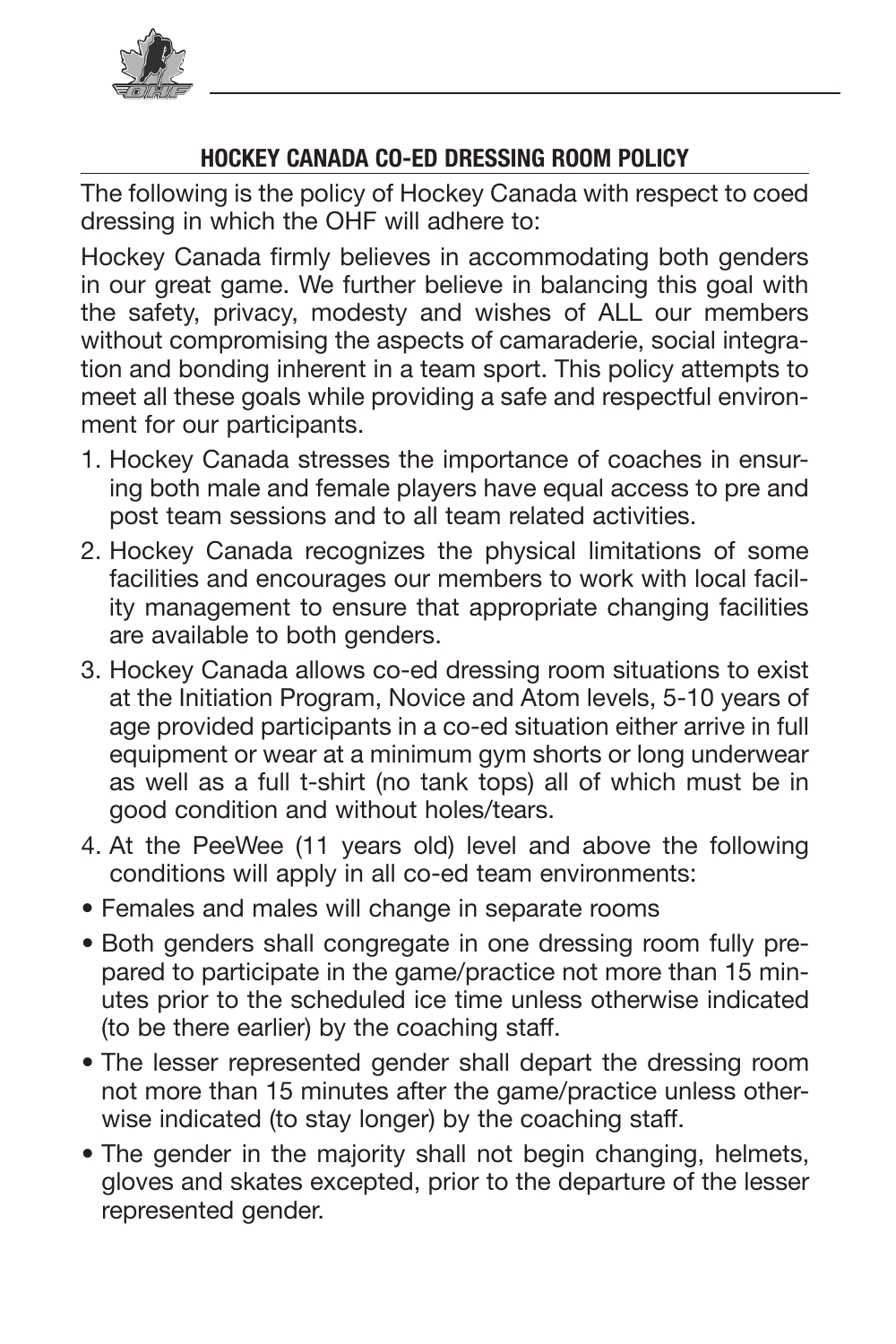## HOCKEY CANADA CO-ED DRESSING ROOM POLICY

The following is the policy of Hockey Canada with respect to coed dressing in which the OHF will adhere to:

Hockey Canada firmly believes in accommodating both genders in our great game. We further believe in balancing this goal with the safety, privacy, modesty and wishes of ALL our members without compromising the aspects of camaraderie, social integration and bonding inherent in a team sport. This policy attempts to meet all these goals while providing a safe and respectful environment for our participants.

1. Hockey Canada stresses the importance of coaches in ensuring both male and female players have equal access to pre and post team sessions and to all team related activities.
2. Hockey Canada recognizes the physical limitations of some facilities and encourages our members to work with local facility management to ensure that appropriate changing facilities are available to both genders.
3. Hockey Canada allows co-ed dressing room situations to exist at the Initiation Program, Novice and Atom levels, 5-10 years of age provided participants in a co-ed situation either arrive in full equipment or wear at a minimum gym shorts or long underwear as well as a full t-shirt (no tank tops) all of which must be in good condition and without holes/tears.
4. At the PeeWee (11 years old) level and above the following conditions will apply in all co-ed team environments:

- Females and males will change in separate rooms
- Both genders shall congregate in one dressing room fully prepared to participate in the game/practice not more than 15 minutes prior to the scheduled ice time unless otherwise indicated (to be there earlier) by the coaching staff.
- The lesser represented gender shall depart the dressing room not more than 15 minutes after the game/practice unless otherwise indicated (to stay longer) by the coaching staff.
- The gender in the majority shall not begin changing, helmets, gloves and skates excepted, prior to the departure of the lesser represented gender.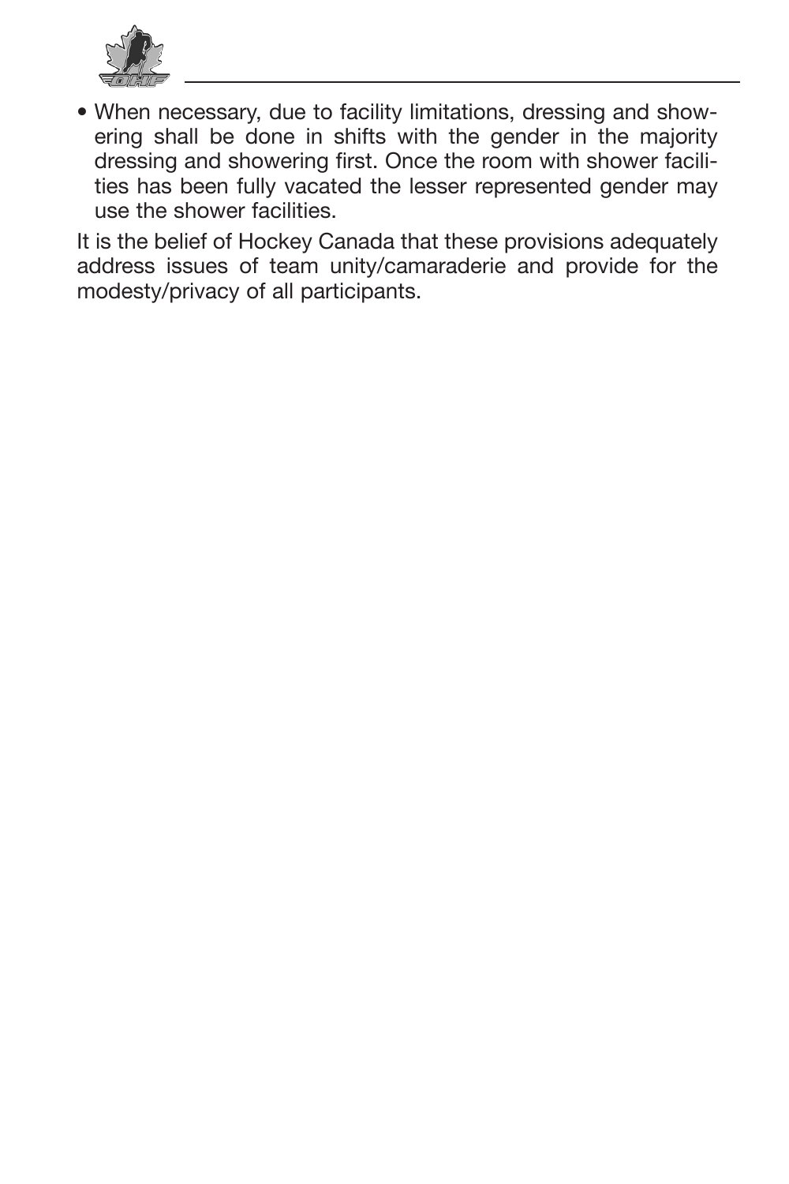- When necessary, due to facility limitations, dressing and showering shall be done in shifts with the gender in the majority dressing and showering first. Once the room with shower facilities has been fully vacated the lesser represented gender may use the shower facilities.

It is the belief of Hockey Canada that these provisions adequately address issues of team unity/camaraderie and provide for the modesty/privacy of all participants.